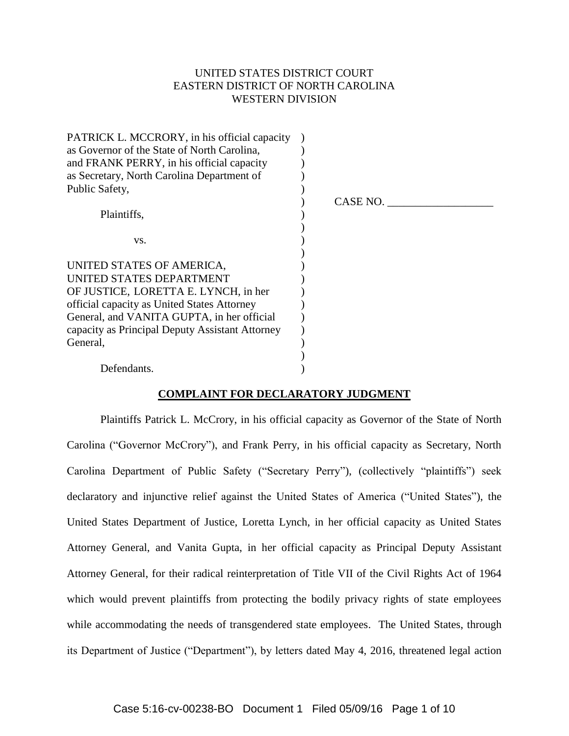UNITED STATES DISTRICT COURT
EASTERN DISTRICT OF NORTH CAROLINA
WESTERN DIVISION

| | | |
|---|---|---|
| PATRICK L. MCCRORY, in his official capacity as Governor of the State of North Carolina, and FRANK PERRY, in his official capacity as Secretary, North Carolina Department of Public Safety,<br><br>Plaintiffs,<br><br>vs.<br><br>UNITED STATES OF AMERICA, UNITED STATES DEPARTMENT OF JUSTICE, LORETTA E. LYNCH, in her official capacity as United States Attorney General, and VANITA GUPTA, in her official capacity as Principal Deputy Assistant Attorney General,<br><br>Defendants. | ) | CASE NO. ___________________ |

**COMPLAINT FOR DECLARATORY JUDGMENT**

Plaintiffs Patrick L. McCrory, in his official capacity as Governor of the State of North Carolina ("Governor McCrory"), and Frank Perry, in his official capacity as Secretary, North Carolina Department of Public Safety ("Secretary Perry"), (collectively "plaintiffs") seek declaratory and injunctive relief against the United States of America ("United States"), the United States Department of Justice, Loretta Lynch, in her official capacity as United States Attorney General, and Vanita Gupta, in her official capacity as Principal Deputy Assistant Attorney General, for their radical reinterpretation of Title VII of the Civil Rights Act of 1964 which would prevent plaintiffs from protecting the bodily privacy rights of state employees while accommodating the needs of transgendered state employees. The United States, through its Department of Justice ("Department"), by letters dated May 4, 2016, threatened legal action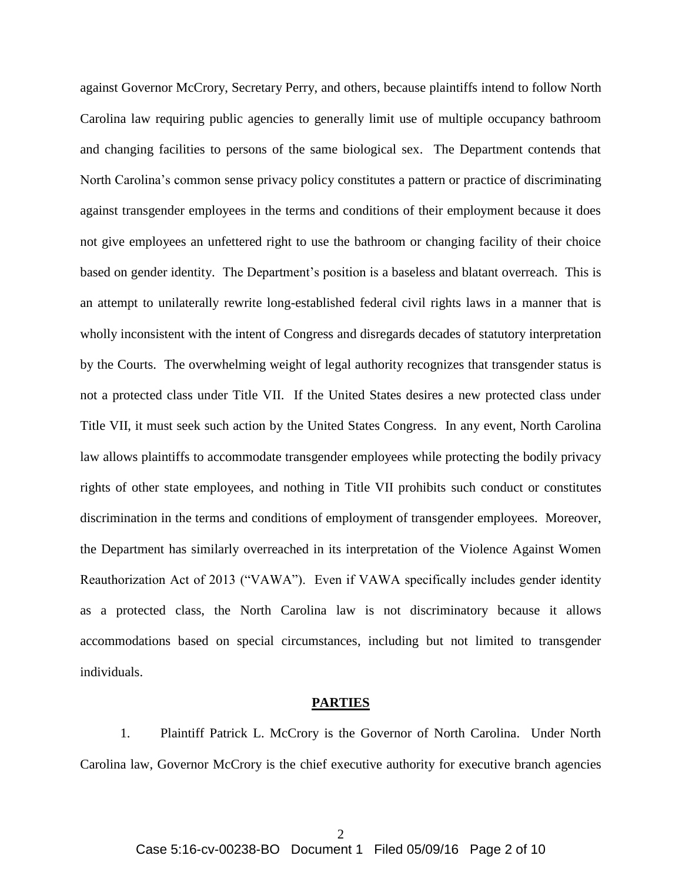against Governor McCrory, Secretary Perry, and others, because plaintiffs intend to follow North Carolina law requiring public agencies to generally limit use of multiple occupancy bathroom and changing facilities to persons of the same biological sex. The Department contends that North Carolina's common sense privacy policy constitutes a pattern or practice of discriminating against transgender employees in the terms and conditions of their employment because it does not give employees an unfettered right to use the bathroom or changing facility of their choice based on gender identity. The Department's position is a baseless and blatant overreach. This is an attempt to unilaterally rewrite long-established federal civil rights laws in a manner that is wholly inconsistent with the intent of Congress and disregards decades of statutory interpretation by the Courts. The overwhelming weight of legal authority recognizes that transgender status is not a protected class under Title VII. If the United States desires a new protected class under Title VII, it must seek such action by the United States Congress. In any event, North Carolina law allows plaintiffs to accommodate transgender employees while protecting the bodily privacy rights of other state employees, and nothing in Title VII prohibits such conduct or constitutes discrimination in the terms and conditions of employment of transgender employees. Moreover, the Department has similarly overreached in its interpretation of the Violence Against Women Reauthorization Act of 2013 ("VAWA"). Even if VAWA specifically includes gender identity as a protected class, the North Carolina law is not discriminatory because it allows accommodations based on special circumstances, including but not limited to transgender individuals.

## **PARTIES**

1. Plaintiff Patrick L. McCrory is the Governor of North Carolina. Under North Carolina law, Governor McCrory is the chief executive authority for executive branch agencies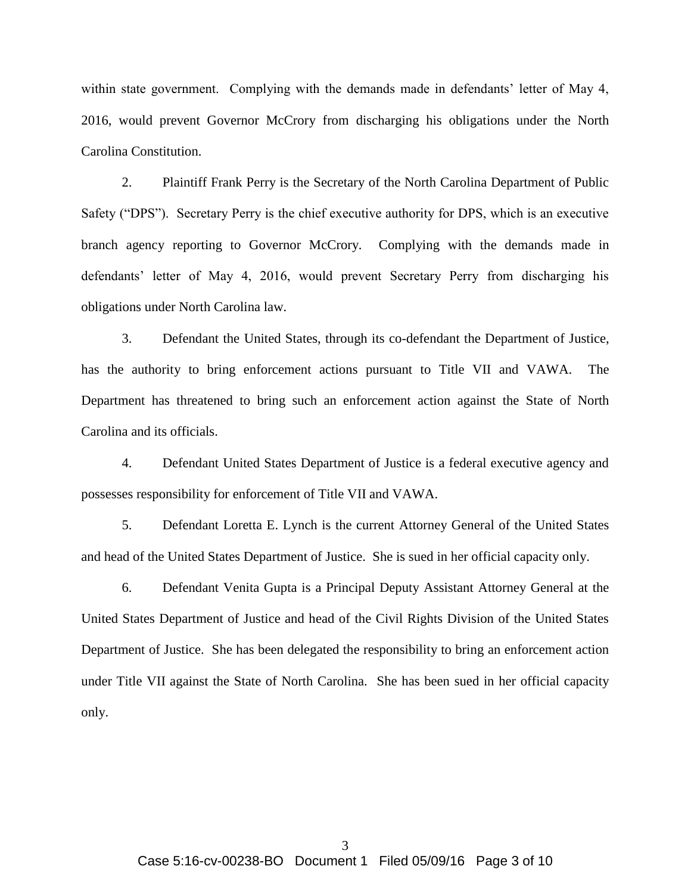within state government. Complying with the demands made in defendants' letter of May 4, 2016, would prevent Governor McCrory from discharging his obligations under the North Carolina Constitution.

2. Plaintiff Frank Perry is the Secretary of the North Carolina Department of Public Safety ("DPS"). Secretary Perry is the chief executive authority for DPS, which is an executive branch agency reporting to Governor McCrory. Complying with the demands made in defendants' letter of May 4, 2016, would prevent Secretary Perry from discharging his obligations under North Carolina law.

3. Defendant the United States, through its co-defendant the Department of Justice, has the authority to bring enforcement actions pursuant to Title VII and VAWA. The Department has threatened to bring such an enforcement action against the State of North Carolina and its officials.

4. Defendant United States Department of Justice is a federal executive agency and possesses responsibility for enforcement of Title VII and VAWA.

5. Defendant Loretta E. Lynch is the current Attorney General of the United States and head of the United States Department of Justice. She is sued in her official capacity only.

6. Defendant Venita Gupta is a Principal Deputy Assistant Attorney General at the United States Department of Justice and head of the Civil Rights Division of the United States Department of Justice. She has been delegated the responsibility to bring an enforcement action under Title VII against the State of North Carolina. She has been sued in her official capacity only.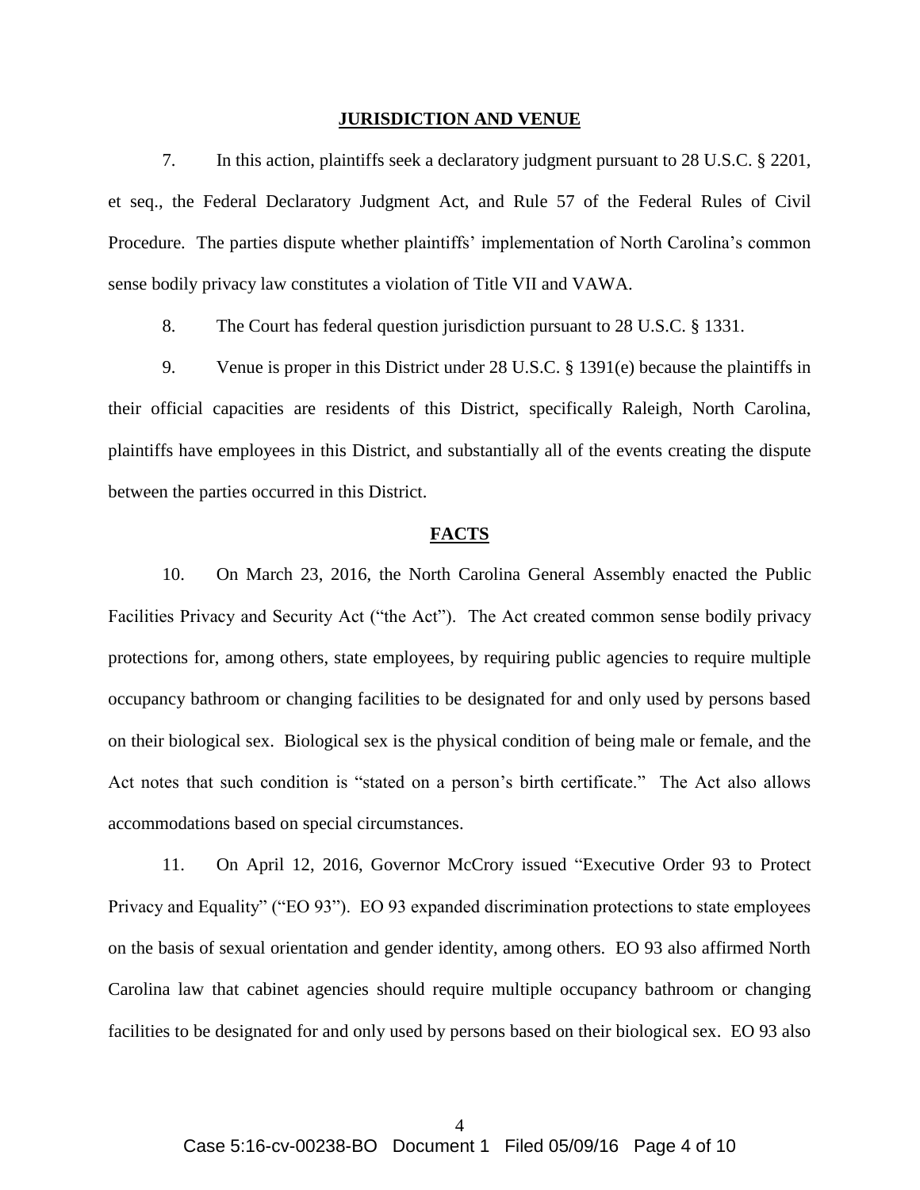## JURISDICTION AND VENUE

7. In this action, plaintiffs seek a declaratory judgment pursuant to 28 U.S.C. § 2201, et seq., the Federal Declaratory Judgment Act, and Rule 57 of the Federal Rules of Civil Procedure. The parties dispute whether plaintiffs' implementation of North Carolina's common sense bodily privacy law constitutes a violation of Title VII and VAWA.

8. The Court has federal question jurisdiction pursuant to 28 U.S.C. § 1331.

9. Venue is proper in this District under 28 U.S.C. § 1391(e) because the plaintiffs in their official capacities are residents of this District, specifically Raleigh, North Carolina, plaintiffs have employees in this District, and substantially all of the events creating the dispute between the parties occurred in this District.

## FACTS

10. On March 23, 2016, the North Carolina General Assembly enacted the Public Facilities Privacy and Security Act ("the Act"). The Act created common sense bodily privacy protections for, among others, state employees, by requiring public agencies to require multiple occupancy bathroom or changing facilities to be designated for and only used by persons based on their biological sex. Biological sex is the physical condition of being male or female, and the Act notes that such condition is "stated on a person's birth certificate." The Act also allows accommodations based on special circumstances.

11. On April 12, 2016, Governor McCrory issued "Executive Order 93 to Protect Privacy and Equality" ("EO 93"). EO 93 expanded discrimination protections to state employees on the basis of sexual orientation and gender identity, among others. EO 93 also affirmed North Carolina law that cabinet agencies should require multiple occupancy bathroom or changing facilities to be designated for and only used by persons based on their biological sex. EO 93 also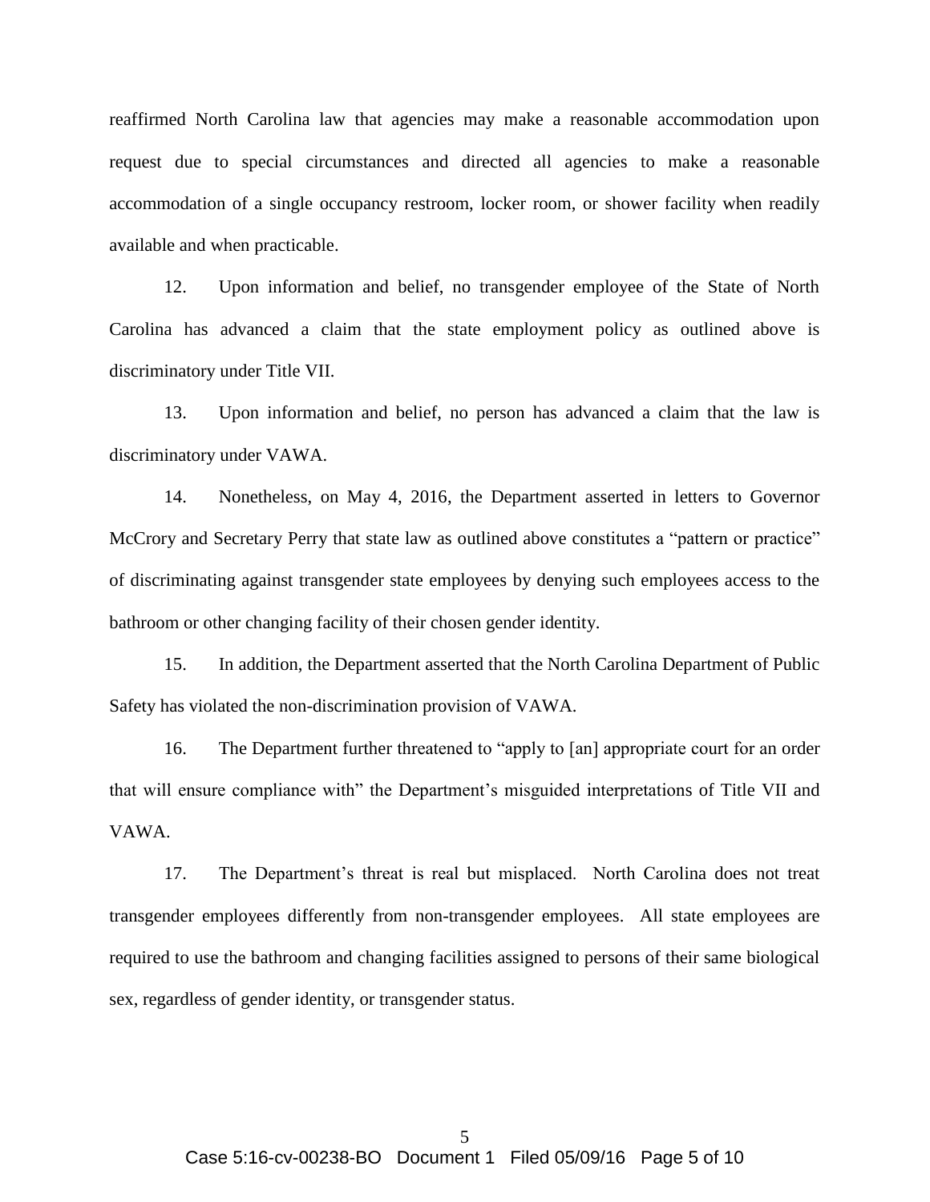reaffirmed North Carolina law that agencies may make a reasonable accommodation upon request due to special circumstances and directed all agencies to make a reasonable accommodation of a single occupancy restroom, locker room, or shower facility when readily available and when practicable.

12. Upon information and belief, no transgender employee of the State of North Carolina has advanced a claim that the state employment policy as outlined above is discriminatory under Title VII.

13. Upon information and belief, no person has advanced a claim that the law is discriminatory under VAWA.

14. Nonetheless, on May 4, 2016, the Department asserted in letters to Governor McCrory and Secretary Perry that state law as outlined above constitutes a "pattern or practice" of discriminating against transgender state employees by denying such employees access to the bathroom or other changing facility of their chosen gender identity.

15. In addition, the Department asserted that the North Carolina Department of Public Safety has violated the non-discrimination provision of VAWA.

16. The Department further threatened to "apply to [an] appropriate court for an order that will ensure compliance with" the Department's misguided interpretations of Title VII and VAWA.

17. The Department's threat is real but misplaced. North Carolina does not treat transgender employees differently from non-transgender employees. All state employees are required to use the bathroom and changing facilities assigned to persons of their same biological sex, regardless of gender identity, or transgender status.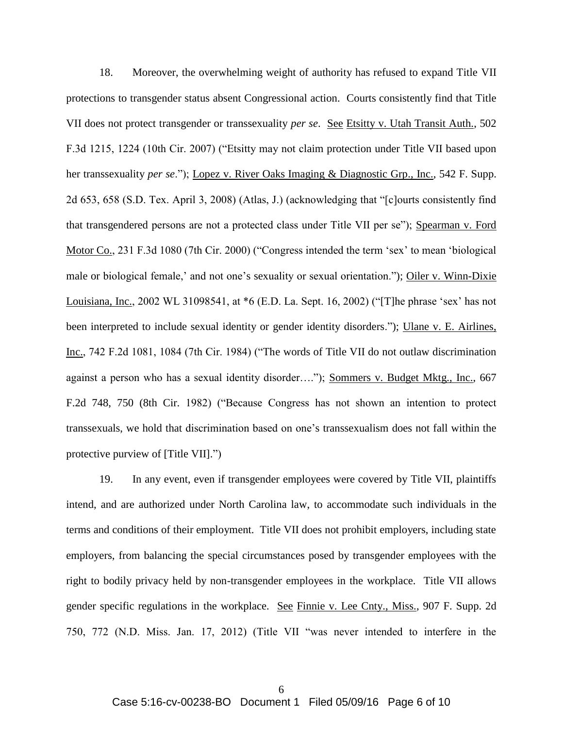18. Moreover, the overwhelming weight of authority has refused to expand Title VII protections to transgender status absent Congressional action. Courts consistently find that Title VII does not protect transgender or transsexuality *per se*. See Etsitty v. Utah Transit Auth., 502 F.3d 1215, 1224 (10th Cir. 2007) ("Etsitty may not claim protection under Title VII based upon her transsexuality *per se*."); Lopez v. River Oaks Imaging & Diagnostic Grp., Inc., 542 F. Supp. 2d 653, 658 (S.D. Tex. April 3, 2008) (Atlas, J.) (acknowledging that "[c]ourts consistently find that transgendered persons are not a protected class under Title VII per se"); Spearman v. Ford Motor Co., 231 F.3d 1080 (7th Cir. 2000) ("Congress intended the term 'sex' to mean 'biological male or biological female,' and not one's sexuality or sexual orientation."); Oiler v. Winn-Dixie Louisiana, Inc., 2002 WL 31098541, at *6 (E.D. La. Sept. 16, 2002) ("[T]he phrase 'sex' has not been interpreted to include sexual identity or gender identity disorders."); Ulane v. E. Airlines, Inc., 742 F.2d 1081, 1084 (7th Cir. 1984) ("The words of Title VII do not outlaw discrimination against a person who has a sexual identity disorder…."); Sommers v. Budget Mktg., Inc., 667 F.2d 748, 750 (8th Cir. 1982) ("Because Congress has not shown an intention to protect transsexuals, we hold that discrimination based on one's transsexualism does not fall within the protective purview of [Title VII].")

19. In any event, even if transgender employees were covered by Title VII, plaintiffs intend, and are authorized under North Carolina law, to accommodate such individuals in the terms and conditions of their employment. Title VII does not prohibit employers, including state employers, from balancing the special circumstances posed by transgender employees with the right to bodily privacy held by non-transgender employees in the workplace. Title VII allows gender specific regulations in the workplace. See Finnie v. Lee Cnty., Miss., 907 F. Supp. 2d 750, 772 (N.D. Miss. Jan. 17, 2012) (Title VII "was never intended to interfere in the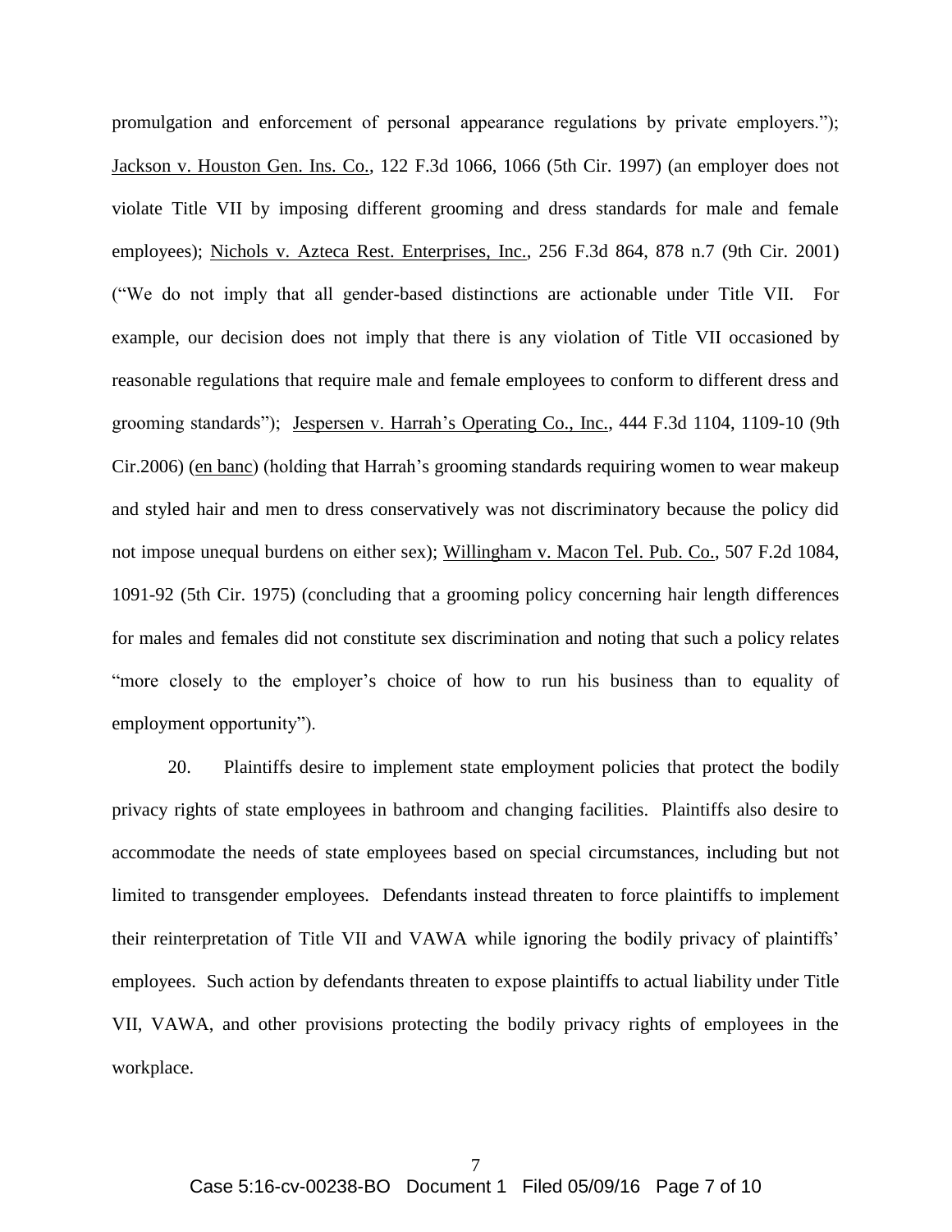promulgation and enforcement of personal appearance regulations by private employers."); Jackson v. Houston Gen. Ins. Co., 122 F.3d 1066, 1066 (5th Cir. 1997) (an employer does not violate Title VII by imposing different grooming and dress standards for male and female employees); Nichols v. Azteca Rest. Enterprises, Inc., 256 F.3d 864, 878 n.7 (9th Cir. 2001) ("We do not imply that all gender-based distinctions are actionable under Title VII. For example, our decision does not imply that there is any violation of Title VII occasioned by reasonable regulations that require male and female employees to conform to different dress and grooming standards"); Jespersen v. Harrah's Operating Co., Inc., 444 F.3d 1104, 1109-10 (9th Cir.2006) (en banc) (holding that Harrah's grooming standards requiring women to wear makeup and styled hair and men to dress conservatively was not discriminatory because the policy did not impose unequal burdens on either sex); Willingham v. Macon Tel. Pub. Co., 507 F.2d 1084, 1091-92 (5th Cir. 1975) (concluding that a grooming policy concerning hair length differences for males and females did not constitute sex discrimination and noting that such a policy relates "more closely to the employer's choice of how to run his business than to equality of employment opportunity").

20. Plaintiffs desire to implement state employment policies that protect the bodily privacy rights of state employees in bathroom and changing facilities. Plaintiffs also desire to accommodate the needs of state employees based on special circumstances, including but not limited to transgender employees. Defendants instead threaten to force plaintiffs to implement their reinterpretation of Title VII and VAWA while ignoring the bodily privacy of plaintiffs' employees. Such action by defendants threaten to expose plaintiffs to actual liability under Title VII, VAWA, and other provisions protecting the bodily privacy rights of employees in the workplace.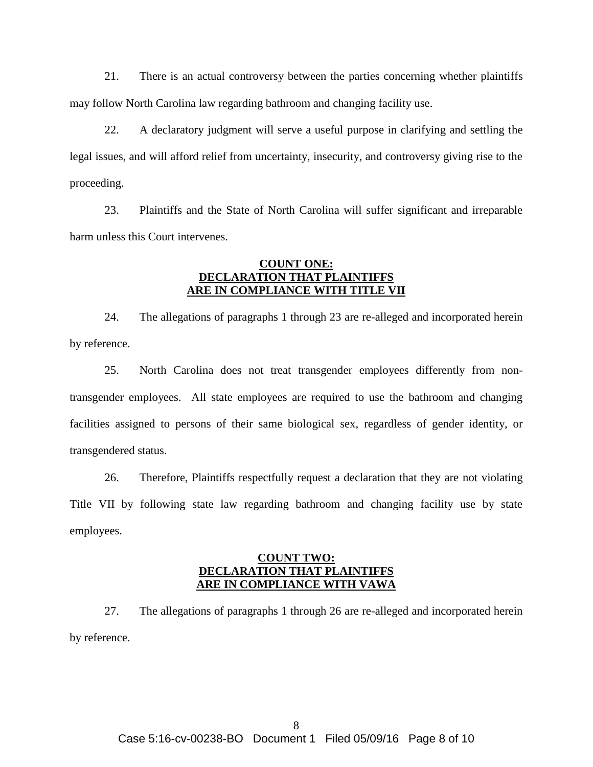21. There is an actual controversy between the parties concerning whether plaintiffs may follow North Carolina law regarding bathroom and changing facility use.

22. A declaratory judgment will serve a useful purpose in clarifying and settling the legal issues, and will afford relief from uncertainty, insecurity, and controversy giving rise to the proceeding.

23. Plaintiffs and the State of North Carolina will suffer significant and irreparable harm unless this Court intervenes.

## COUNT ONE: DECLARATION THAT PLAINTIFFS ARE IN COMPLIANCE WITH TITLE VII

24. The allegations of paragraphs 1 through 23 are re-alleged and incorporated herein by reference.

25. North Carolina does not treat transgender employees differently from non-transgender employees. All state employees are required to use the bathroom and changing facilities assigned to persons of their same biological sex, regardless of gender identity, or transgendered status.

26. Therefore, Plaintiffs respectfully request a declaration that they are not violating Title VII by following state law regarding bathroom and changing facility use by state employees.

## COUNT TWO: DECLARATION THAT PLAINTIFFS ARE IN COMPLIANCE WITH VAWA

27. The allegations of paragraphs 1 through 26 are re-alleged and incorporated herein by reference.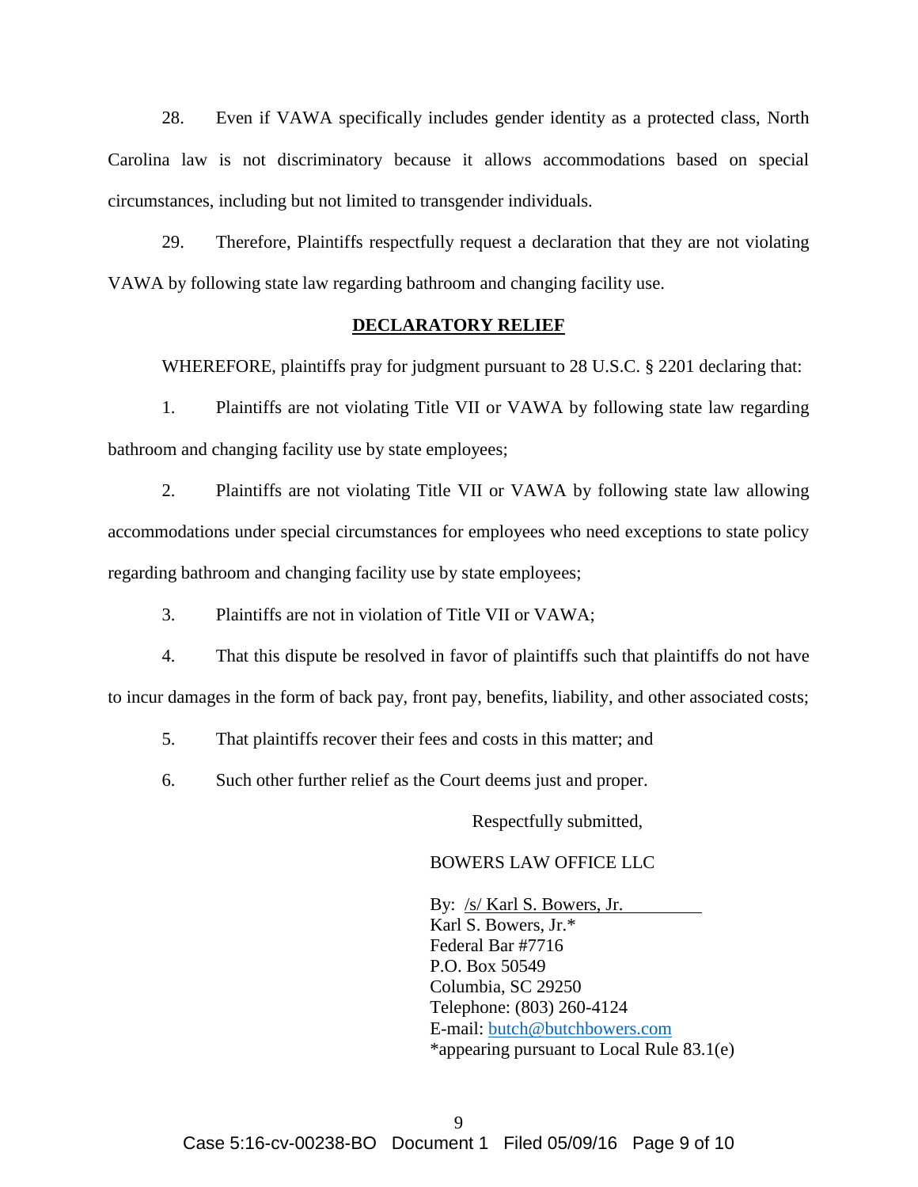28. Even if VAWA specifically includes gender identity as a protected class, North Carolina law is not discriminatory because it allows accommodations based on special circumstances, including but not limited to transgender individuals.

29. Therefore, Plaintiffs respectfully request a declaration that they are not violating VAWA by following state law regarding bathroom and changing facility use.

## DECLARATORY RELIEF

WHEREFORE, plaintiffs pray for judgment pursuant to 28 U.S.C. § 2201 declaring that:

1. Plaintiffs are not violating Title VII or VAWA by following state law regarding bathroom and changing facility use by state employees;

2. Plaintiffs are not violating Title VII or VAWA by following state law allowing accommodations under special circumstances for employees who need exceptions to state policy regarding bathroom and changing facility use by state employees;

3. Plaintiffs are not in violation of Title VII or VAWA;

4. That this dispute be resolved in favor of plaintiffs such that plaintiffs do not have to incur damages in the form of back pay, front pay, benefits, liability, and other associated costs;

5. That plaintiffs recover their fees and costs in this matter; and

6. Such other further relief as the Court deems just and proper.

Respectfully submitted,

BOWERS LAW OFFICE LLC

By: /s/ Karl S. Bowers, Jr.
Karl S. Bowers, Jr.*
Federal Bar #7716
P.O. Box 50549
Columbia, SC 29250
Telephone: (803) 260-4124
E-mail: butch@butchbowers.com
*appearing pursuant to Local Rule 83.1(e)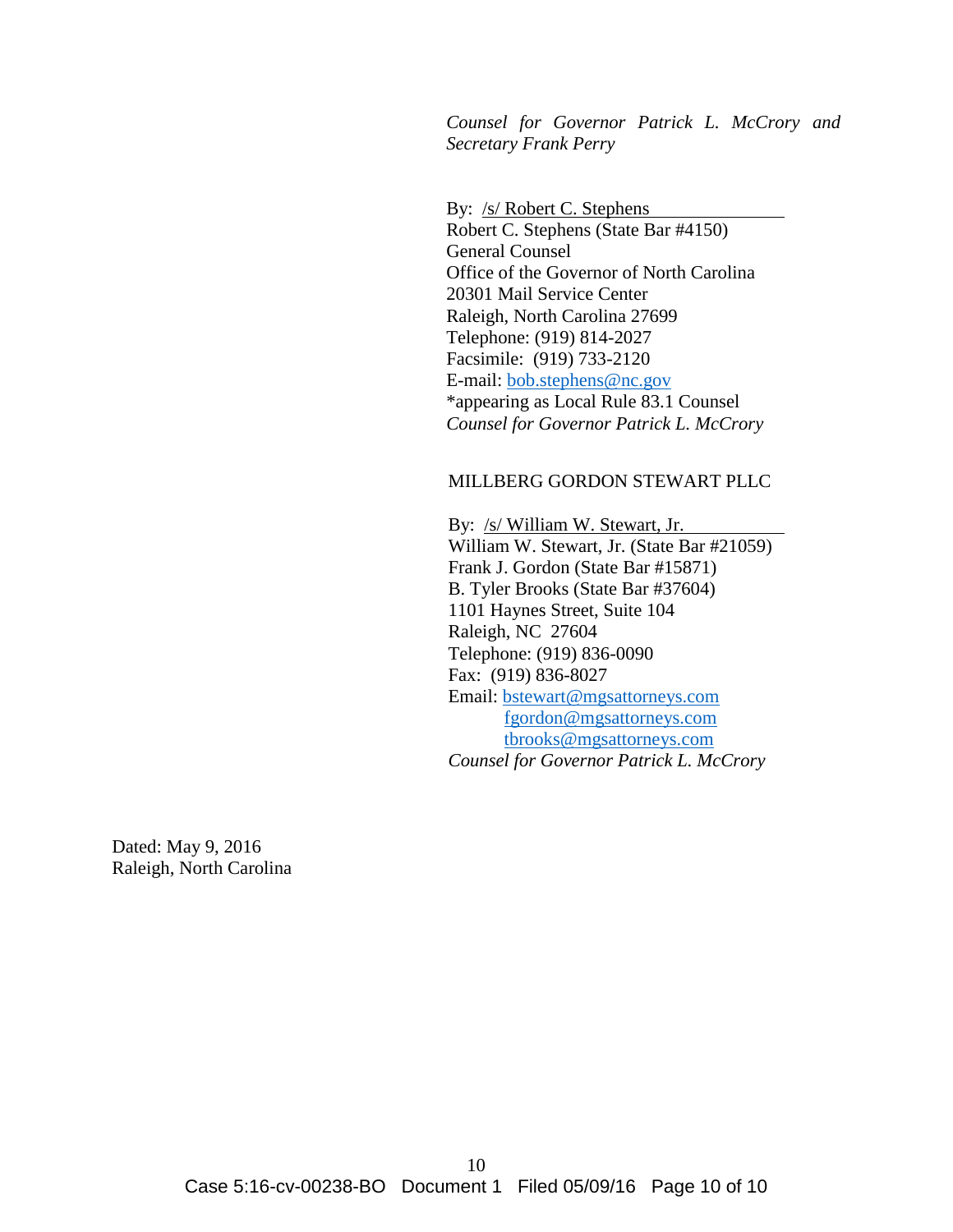*Counsel for Governor Patrick L. McCrory and Secretary Frank Perry*

By: /s/ Robert C. Stephens
Robert C. Stephens (State Bar #4150)
General Counsel
Office of the Governor of North Carolina
20301 Mail Service Center
Raleigh, North Carolina 27699
Telephone: (919) 814-2027
Facsimile: (919) 733-2120
E-mail: bob.stephens@nc.gov
*appearing as Local Rule 83.1 Counsel
*Counsel for Governor Patrick L. McCrory*

MILLBERG GORDON STEWART PLLC

By: /s/ William W. Stewart, Jr.
William W. Stewart, Jr. (State Bar #21059)
Frank J. Gordon (State Bar #15871)
B. Tyler Brooks (State Bar #37604)
1101 Haynes Street, Suite 104
Raleigh, NC 27604
Telephone: (919) 836-0090
Fax: (919) 836-8027
Email: bstewart@mgsattorneys.com
fgordon@mgsattorneys.com
tbrooks@mgsattorneys.com
*Counsel for Governor Patrick L. McCrory*

Dated: May 9, 2016
Raleigh, North Carolina